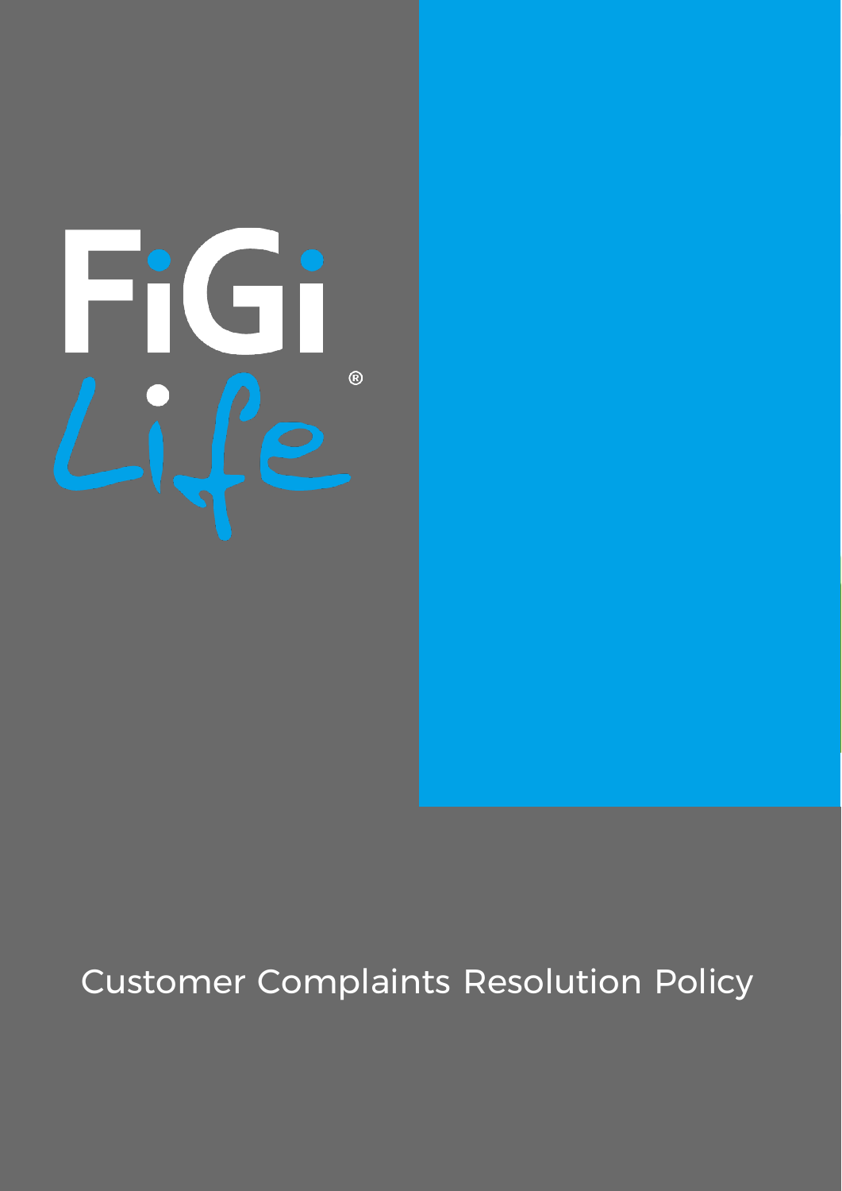FiGi Life®

# Customer Complaints Resolution Policy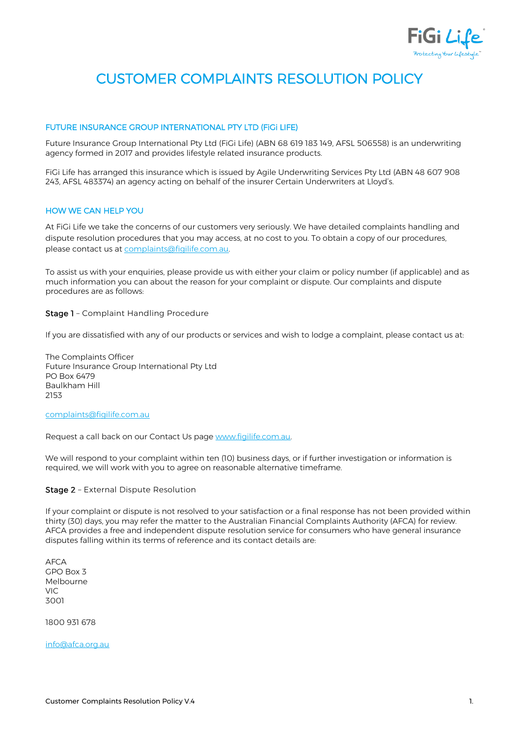# CUSTOMER COMPLAINTS RESOLUTION POLICY

## FUTURE INSURANCE GROUP INTERNATIONAL PTY LTD (FiGi LIFE)

Future Insurance Group International Pty Ltd (FiGi Life) (ABN 68 619 183 149, AFSL 506558) is an underwriting agency formed in 2017 and provides lifestyle related insurance products.

FiGi Life has arranged this insurance which is issued by Agile Underwriting Services Pty Ltd (ABN 48 607 908 243, AFSL 483374) an agency acting on behalf of the insurer Certain Underwriters at Lloyd's.

## HOW WE CAN HELP YOU

At FiGi Life we take the concerns of our customers very seriously. We have detailed complaints handling and dispute resolution procedures that you may access, at no cost to you. To obtain a copy of our procedures, please contact us at complaints@figilife.com.au.

To assist us with your enquiries, please provide us with either your claim or policy number (if applicable) and as much information you can about the reason for your complaint or dispute. Our complaints and dispute procedures are as follows:

**Stage 1** – Complaint Handling Procedure

If you are dissatisfied with any of our products or services and wish to lodge a complaint, please contact us at:

The Complaints Officer
Future Insurance Group International Pty Ltd
PO Box 6479
Baulkham Hill
2153

complaints@figilife.com.au

Request a call back on our Contact Us page www.figilife.com.au.

We will respond to your complaint within ten (10) business days, or if further investigation or information is required, we will work with you to agree on reasonable alternative timeframe.

**Stage 2** – External Dispute Resolution

If your complaint or dispute is not resolved to your satisfaction or a final response has not been provided within thirty (30) days, you may refer the matter to the Australian Financial Complaints Authority (AFCA) for review. AFCA provides a free and independent dispute resolution service for consumers who have general insurance disputes falling within its terms of reference and its contact details are:

AFCA
GPO Box 3
Melbourne
VIC
3001

1800 931 678

info@afca.org.au